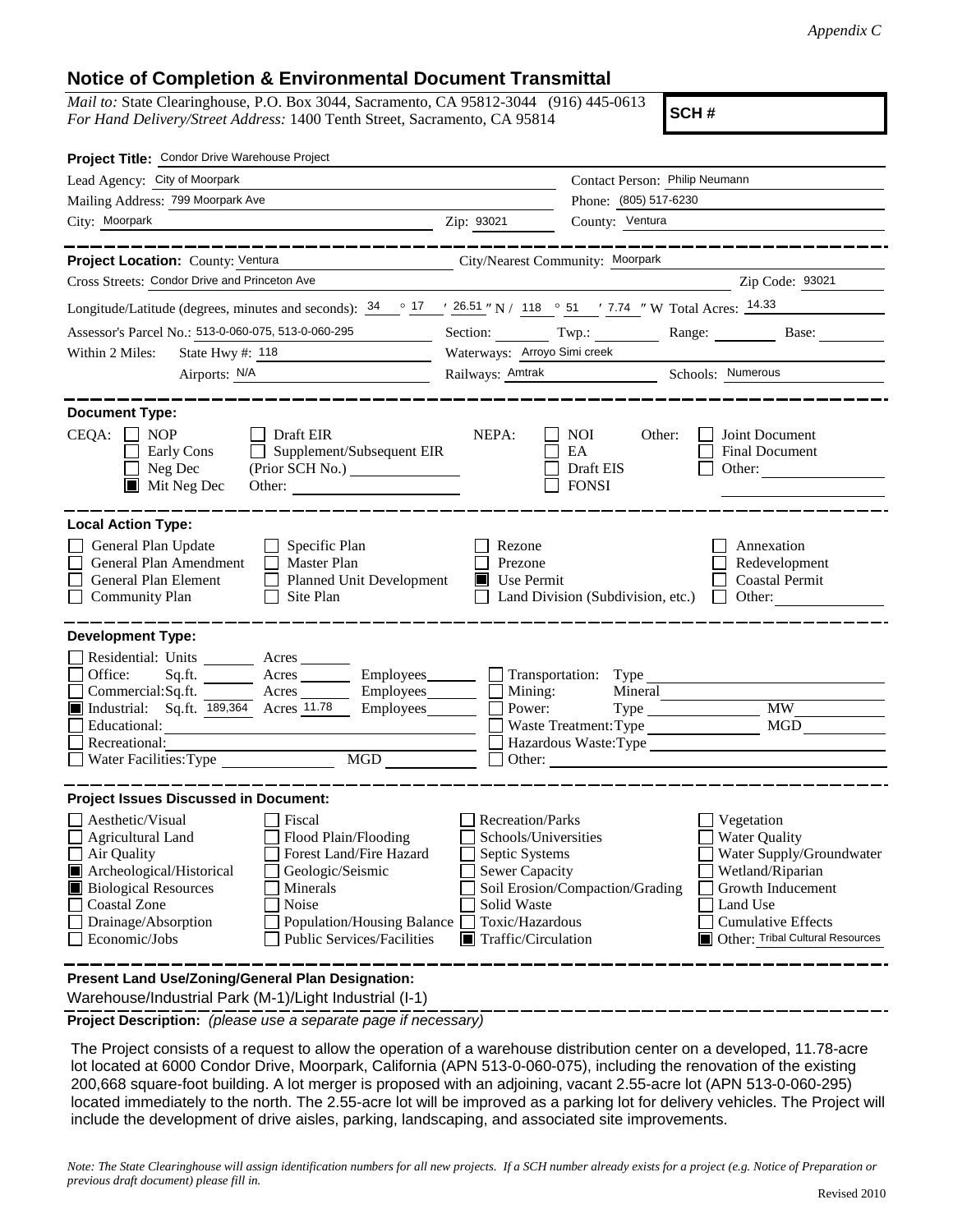*Appendix C*

## Notice of Completion & Environmental Document Transmittal

*Mail to:* State Clearinghouse, P.O. Box 3044, Sacramento, CA 95812-3044 (916) 445-0613
*For Hand Delivery/Street Address:* 1400 Tenth Street, Sacramento, CA 95814

**SCH #**

**Project Title:** Condor Drive Warehouse Project

Lead Agency: City of Moorpark
Contact Person: Philip Neumann
Mailing Address: 799 Moorpark Ave
Phone: (805) 517-6230
City: Moorpark
Zip: 93021
County: Ventura

**Project Location:** County: Ventura
City/Nearest Community: Moorpark
Cross Streets: Condor Drive and Princeton Ave
Zip Code: 93021

Longitude/Latitude (degrees, minutes and seconds): 34 ° 17 ′ 26.51 ″ N / 118 ° 51 ′ 7.74 ″ W Total Acres: 14.33

Assessor's Parcel No.: 513-0-060-075, 513-0-060-295
Section: Twp.: Range: Base:

Within 2 Miles: State Hwy #: 118
Waterways: Arroyo Simi creek
Airports: N/A
Railways: Amtrak
Schools: Numerous

**Document Type:**

CEQA:
- [ ] NOP
- [ ] Early Cons
- [ ] Neg Dec
- [x] Mit Neg Dec
- [ ] Draft EIR
- [ ] Supplement/Subsequent EIR (Prior SCH No.)
- Other:

NEPA:
- [ ] NOI
- [ ] EA
- [ ] Draft EIS
- [ ] FONSI

Other:
- [ ] Joint Document
- [ ] Final Document
- [ ] Other:

**Local Action Type:**

- [ ] General Plan Update
- [ ] General Plan Amendment
- [ ] General Plan Element
- [ ] Community Plan
- [ ] Specific Plan
- [ ] Master Plan
- [ ] Planned Unit Development
- [ ] Site Plan
- [ ] Rezone
- [ ] Prezone
- [x] Use Permit
- [ ] Land Division (Subdivision, etc.)
- [ ] Annexation
- [ ] Redevelopment
- [ ] Coastal Permit
- [ ] Other:

**Development Type:**

- [ ] Residential: Units Acres
- [ ] Office: Sq.ft. Acres Employees
- [ ] Commercial: Sq.ft. Acres Employees
- [x] Industrial: Sq.ft. 189,364 Acres 11.78 Employees
- [ ] Educational:
- [ ] Recreational:
- [ ] Water Facilities: Type MGD
- [ ] Transportation: Type
- [ ] Mining: Mineral
- [ ] Power: Type MW
- [ ] Waste Treatment: Type MGD
- [ ] Hazardous Waste: Type
- [ ] Other:

**Project Issues Discussed in Document:**

- [ ] Aesthetic/Visual
- [ ] Agricultural Land
- [ ] Air Quality
- [x] Archeological/Historical
- [x] Biological Resources
- [ ] Coastal Zone
- [ ] Drainage/Absorption
- [ ] Economic/Jobs
- [ ] Fiscal
- [ ] Flood Plain/Flooding
- [ ] Forest Land/Fire Hazard
- [ ] Geologic/Seismic
- [ ] Minerals
- [ ] Noise
- [ ] Population/Housing Balance
- [ ] Public Services/Facilities
- [ ] Recreation/Parks
- [ ] Schools/Universities
- [ ] Septic Systems
- [ ] Sewer Capacity
- [ ] Soil Erosion/Compaction/Grading
- [ ] Solid Waste
- [ ] Toxic/Hazardous
- [x] Traffic/Circulation
- [ ] Vegetation
- [ ] Water Quality
- [ ] Water Supply/Groundwater
- [ ] Wetland/Riparian
- [ ] Growth Inducement
- [ ] Land Use
- [ ] Cumulative Effects
- [x] Other: Tribal Cultural Resources

**Present Land Use/Zoning/General Plan Designation:**

Warehouse/Industrial Park (M-1)/Light Industrial (I-1)

**Project Description:** *(please use a separate page if necessary)*

The Project consists of a request to allow the operation of a warehouse distribution center on a developed, 11.78-acre lot located at 6000 Condor Drive, Moorpark, California (APN 513-0-060-075), including the renovation of the existing 200,668 square-foot building. A lot merger is proposed with an adjoining, vacant 2.55-acre lot (APN 513-0-060-295) located immediately to the north. The 2.55-acre lot will be improved as a parking lot for delivery vehicles. The Project will include the development of drive aisles, parking, landscaping, and associated site improvements.

*Note: The State Clearinghouse will assign identification numbers for all new projects. If a SCH number already exists for a project (e.g. Notice of Preparation or previous draft document) please fill in.*

Revised 2010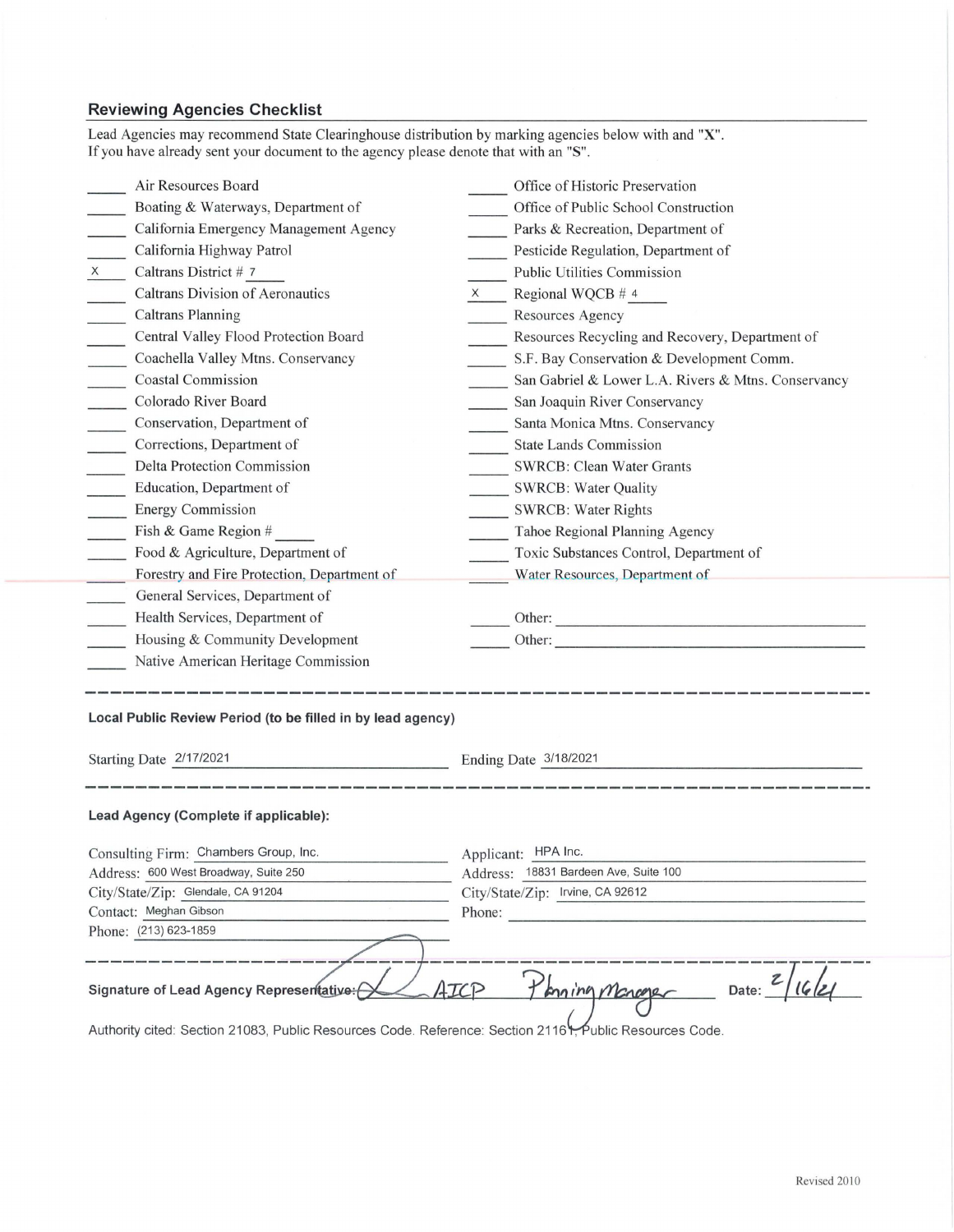## Reviewing Agencies Checklist

Lead Agencies may recommend State Clearinghouse distribution by marking agencies below with and "X".
If you have already sent your document to the agency please denote that with an "S".

| | | | |
|---|---|---|---|
| ____ | Air Resources Board | ____ | Office of Historic Preservation |
| ____ | Boating & Waterways, Department of | ____ | Office of Public School Construction |
| ____ | California Emergency Management Agency | ____ | Parks & Recreation, Department of |
| ____ | California Highway Patrol | ____ | Pesticide Regulation, Department of |
| X | Caltrans District # 7 | ____ | Public Utilities Commission |
| ____ | Caltrans Division of Aeronautics | X | Regional WQCB # 4 |
| ____ | Caltrans Planning | ____ | Resources Agency |
| ____ | Central Valley Flood Protection Board | ____ | Resources Recycling and Recovery, Department of |
| ____ | Coachella Valley Mtns. Conservancy | ____ | S.F. Bay Conservation & Development Comm. |
| ____ | Coastal Commission | ____ | San Gabriel & Lower L.A. Rivers & Mtns. Conservancy |
| ____ | Colorado River Board | ____ | San Joaquin River Conservancy |
| ____ | Conservation, Department of | ____ | Santa Monica Mtns. Conservancy |
| ____ | Corrections, Department of | ____ | State Lands Commission |
| ____ | Delta Protection Commission | ____ | SWRCB: Clean Water Grants |
| ____ | Education, Department of | ____ | SWRCB: Water Quality |
| ____ | Energy Commission | ____ | SWRCB: Water Rights |
| ____ | Fish & Game Region # ____ | ____ | Tahoe Regional Planning Agency |
| ____ | Food & Agriculture, Department of | ____ | Toxic Substances Control, Department of |
| ____ | Forestry and Fire Protection, Department of | ____ | Water Resources, Department of |
| ____ | General Services, Department of | | |
| ____ | Health Services, Department of | ____ | Other: ____ |
| ____ | Housing & Community Development | ____ | Other: ____ |
| ____ | Native American Heritage Commission | | |

---

**Local Public Review Period (to be filled in by lead agency)**

Starting Date 2/17/2021 Ending Date 3/18/2021

---

**Lead Agency (Complete if applicable):**

| | |
|---|---|
| Consulting Firm: Chambers Group, Inc. | Applicant: HPA Inc. |
| Address: 600 West Broadway, Suite 250 | Address: 18831 Bardeen Ave, Suite 100 |
| City/State/Zip: Glendale, CA 91204 | City/State/Zip: Irvine, CA 92612 |
| Contact: Meghan Gibson | Phone: |
| Phone: (213) 623-1859 | |

---

**Signature of Lead Agency Representative:** AICP Planning Manager **Date:** 2/16/21

Authority cited: Section 21083, Public Resources Code. Reference: Section 21161, Public Resources Code.

Revised 2010